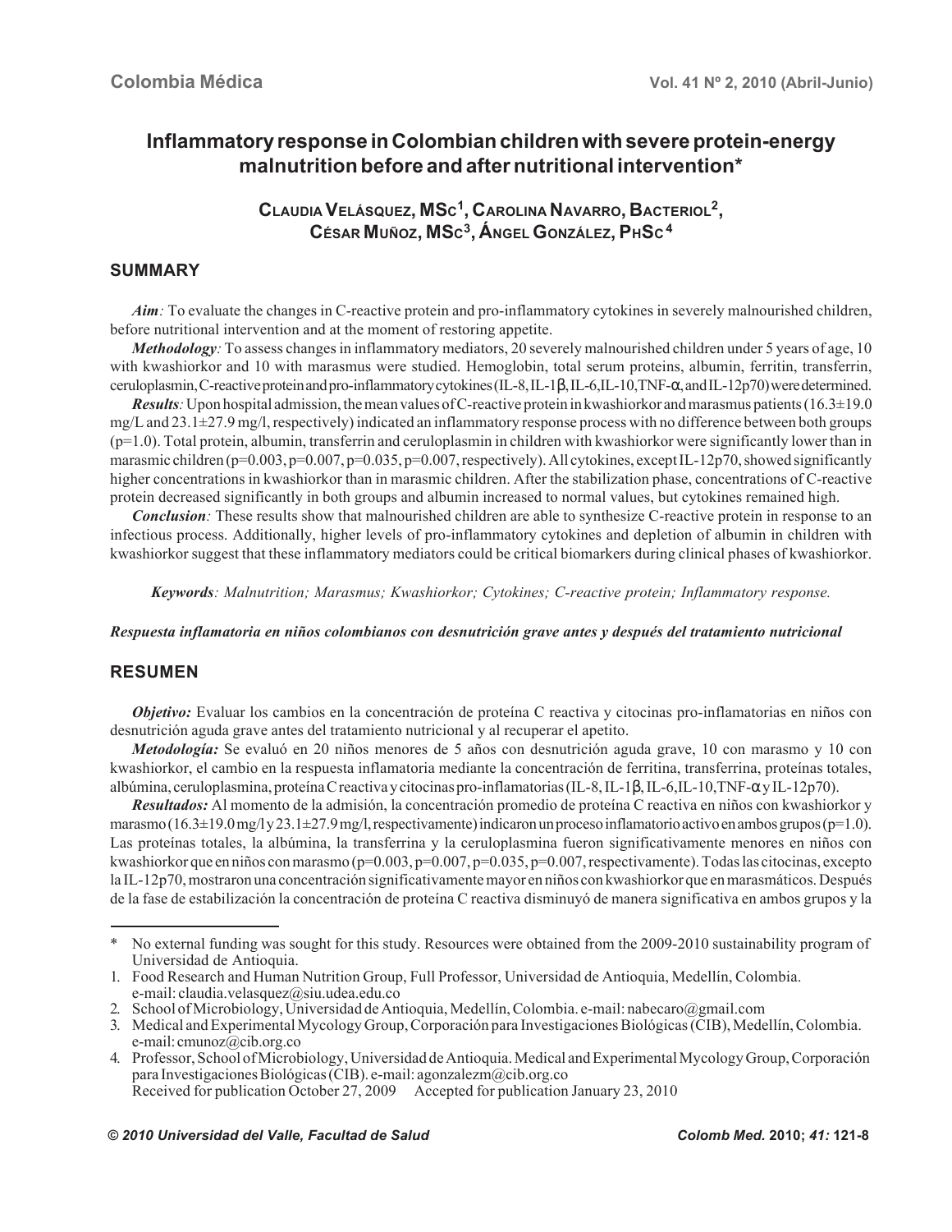# Inflammatory response in Colombian children with severe protein-energy malnutrition before and after nutritional intervention*

**Claudia Velásquez, MSc[1], Carolina Navarro, Bacteriol[2], César Muñoz, MSc[3], Ángel González, PhSc[4]**

## SUMMARY

***Aim****:* To evaluate the changes in C-reactive protein and pro-inflammatory cytokines in severely malnourished children, before nutritional intervention and at the moment of restoring appetite.

***Methodology****:* To assess changes in inflammatory mediators, 20 severely malnourished children under 5 years of age, 10 with kwashiorkor and 10 with marasmus were studied. Hemoglobin, total serum proteins, albumin, ferritin, transferrin, ceruloplasmin, C-reactive protein and pro-inflammatory cytokines (IL-8, IL-1β, IL-6, IL-10, TNF-α, and IL-12p70) were determined.

***Results****:* Upon hospital admission, the mean values of C-reactive protein in kwashiorkor and marasmus patients (16.3±19.0 mg/L and 23.1±27.9 mg/l, respectively) indicated an inflammatory response process with no difference between both groups (p=1.0). Total protein, albumin, transferrin and ceruloplasmin in children with kwashiorkor were significantly lower than in marasmic children (p=0.003, p=0.007, p=0.035, p=0.007, respectively). All cytokines, except IL-12p70, showed significantly higher concentrations in kwashiorkor than in marasmic children. After the stabilization phase, concentrations of C-reactive protein decreased significantly in both groups and albumin increased to normal values, but cytokines remained high.

***Conclusion****:* These results show that malnourished children are able to synthesize C-reactive protein in response to an infectious process. Additionally, higher levels of pro-inflammatory cytokines and depletion of albumin in children with kwashiorkor suggest that these inflammatory mediators could be critical biomarkers during clinical phases of kwashiorkor.

***Keywords****: Malnutrition; Marasmus; Kwashiorkor; Cytokines; C-reactive protein; Inflammatory response.*

***Respuesta inflamatoria en niños colombianos con desnutrición grave antes y después del tratamiento nutricional***

## RESUMEN

***Objetivo:*** Evaluar los cambios en la concentración de proteína C reactiva y citocinas pro-inflamatorias en niños con desnutrición aguda grave antes del tratamiento nutricional y al recuperar el apetito.

***Metodología:*** Se evaluó en 20 niños menores de 5 años con desnutrición aguda grave, 10 con marasmo y 10 con kwashiorkor, el cambio en la respuesta inflamatoria mediante la concentración de ferritina, transferrina, proteínas totales, albúmina, ceruloplasmina, proteína C reactiva y citocinas pro-inflamatorias (IL-8, IL-1β, IL-6, IL-10, TNF-α y IL-12p70).

***Resultados:*** Al momento de la admisión, la concentración promedio de proteína C reactiva en niños con kwashiorkor y marasmo (16.3±19.0 mg/l y 23.1±27.9 mg/l, respectivamente) indicaron un proceso inflamatorio activo en ambos grupos (p=1.0). Las proteínas totales, la albúmina, la transferrina y la ceruloplasmina fueron significativamente menores en niños con kwashiorkor que en niños con marasmo (p=0.003, p=0.007, p=0.035, p=0.007, respectivamente). Todas las citocinas, excepto la IL-12p70, mostraron una concentración significativamente mayor en niños con kwashiorkor que en marasmáticos. Después de la fase de estabilización la concentración de proteína C reactiva disminuyó de manera significativa en ambos grupos y la

---

\* No external funding was sought for this study. Resources were obtained from the 2009-2010 sustainability program of Universidad de Antioquia.

1. Food Research and Human Nutrition Group, Full Professor, Universidad de Antioquia, Medellín, Colombia. e-mail: claudia.velasquez@siu.udea.edu.co
2. School of Microbiology, Universidad de Antioquia, Medellín, Colombia. e-mail: nabecaro@gmail.com
3. Medical and Experimental Mycology Group, Corporación para Investigaciones Biológicas (CIB), Medellín, Colombia. e-mail: cmunoz@cib.org.co
4. Professor, School of Microbiology, Universidad de Antioquia. Medical and Experimental Mycology Group, Corporación para Investigaciones Biológicas (CIB). e-mail: agonzalezm@cib.org.co

Received for publication October 27, 2009 Accepted for publication January 23, 2010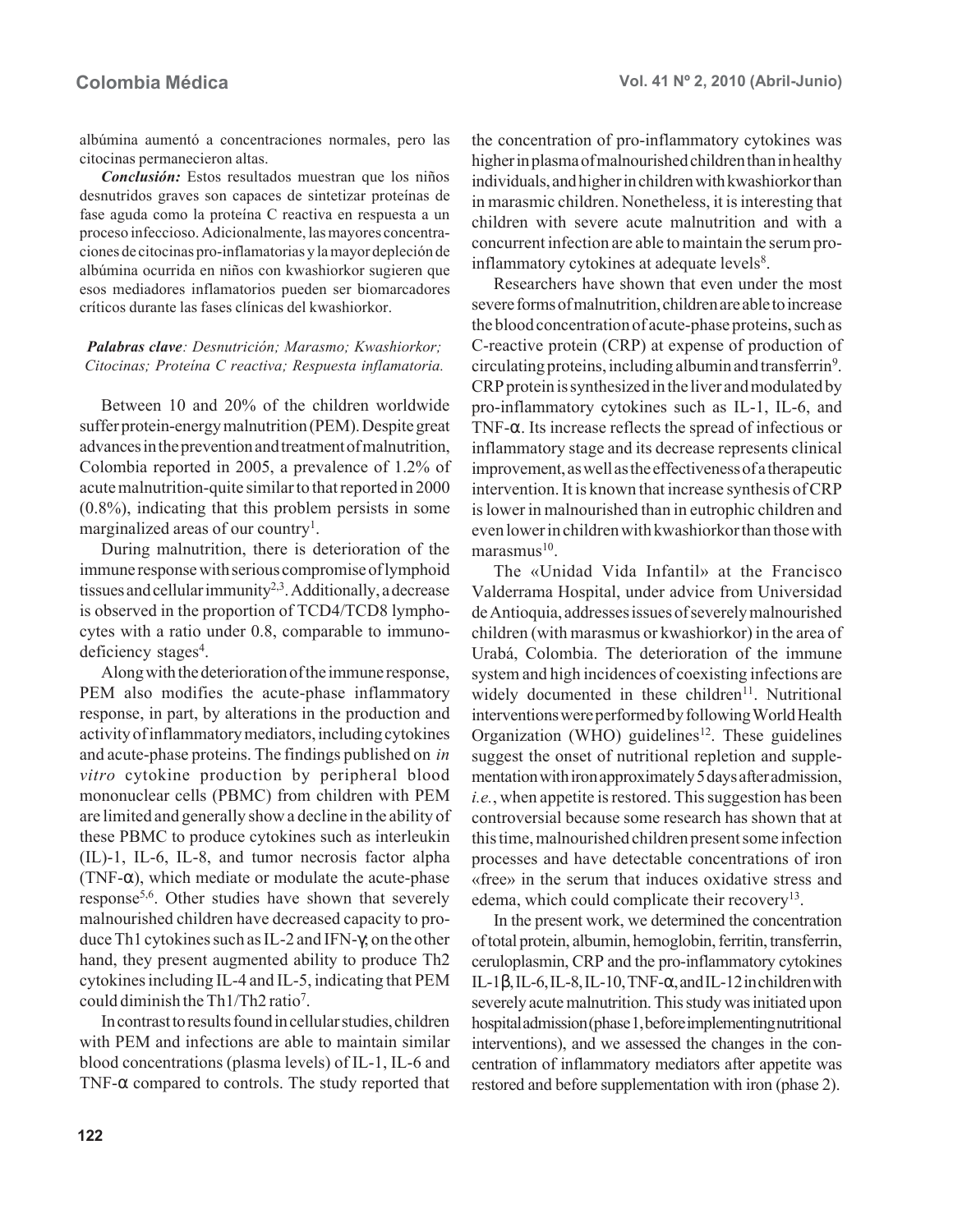albúmina aumentó a concentraciones normales, pero las citocinas permanecieron altas.

***Conclusión:*** Estos resultados muestran que los niños desnutridos graves son capaces de sintetizar proteínas de fase aguda como la proteína C reactiva en respuesta a un proceso infeccioso. Adicionalmente, las mayores concentraciones de citocinas pro-inflamatorias y la mayor depleción de albúmina ocurrida en niños con kwashiorkor sugieren que esos mediadores inflamatorios pueden ser biomarcadores críticos durante las fases clínicas del kwashiorkor.

***Palabras clave****: Desnutrición; Marasmo; Kwashiorkor; Citocinas; Proteína C reactiva; Respuesta inflamatoria.*

Between 10 and 20% of the children worldwide suffer protein-energy malnutrition (PEM). Despite great advances in the prevention and treatment of malnutrition, Colombia reported in 2005, a prevalence of 1.2% of acute malnutrition-quite similar to that reported in 2000 (0.8%), indicating that this problem persists in some marginalized areas of our country[1].

During malnutrition, there is deterioration of the immune response with serious compromise of lymphoid tissues and cellular immunity[2,3]. Additionally, a decrease is observed in the proportion of TCD4/TCD8 lymphocytes with a ratio under 0.8, comparable to immunodeficiency stages[4].

Along with the deterioration of the immune response, PEM also modifies the acute-phase inflammatory response, in part, by alterations in the production and activity of inflammatory mediators, including cytokines and acute-phase proteins. The findings published on *in vitro* cytokine production by peripheral blood mononuclear cells (PBMC) from children with PEM are limited and generally show a decline in the ability of these PBMC to produce cytokines such as interleukin (IL)-1, IL-6, IL-8, and tumor necrosis factor alpha (TNF-α), which mediate or modulate the acute-phase response[5,6]. Other studies have shown that severely malnourished children have decreased capacity to produce Th1 cytokines such as IL-2 and IFN-γ; on the other hand, they present augmented ability to produce Th2 cytokines including IL-4 and IL-5, indicating that PEM could diminish the Th1/Th2 ratio[7].

In contrast to results found in cellular studies, children with PEM and infections are able to maintain similar blood concentrations (plasma levels) of IL-1, IL-6 and TNF-α compared to controls. The study reported that the concentration of pro-inflammatory cytokines was higher in plasma of malnourished children than in healthy individuals, and higher in children with kwashiorkor than in marasmic children. Nonetheless, it is interesting that children with severe acute malnutrition and with a concurrent infection are able to maintain the serum pro-inflammatory cytokines at adequate levels[8].

Researchers have shown that even under the most severe forms of malnutrition, children are able to increase the blood concentration of acute-phase proteins, such as C-reactive protein (CRP) at expense of production of circulating proteins, including albumin and transferrin[9]. CRP protein is synthesized in the liver and modulated by pro-inflammatory cytokines such as IL-1, IL-6, and TNF-α. Its increase reflects the spread of infectious or inflammatory stage and its decrease represents clinical improvement, as well as the effectiveness of a therapeutic intervention. It is known that increase synthesis of CRP is lower in malnourished than in eutrophic children and even lower in children with kwashiorkor than those with marasmus[10].

The «Unidad Vida Infantil» at the Francisco Valderrama Hospital, under advice from Universidad de Antioquia, addresses issues of severely malnourished children (with marasmus or kwashiorkor) in the area of Urabá, Colombia. The deterioration of the immune system and high incidences of coexisting infections are widely documented in these children[11]. Nutritional interventions were performed by following World Health Organization (WHO) guidelines[12]. These guidelines suggest the onset of nutritional repletion and supplementation with iron approximately 5 days after admission, *i.e.*, when appetite is restored. This suggestion has been controversial because some research has shown that at this time, malnourished children present some infection processes and have detectable concentrations of iron «free» in the serum that induces oxidative stress and edema, which could complicate their recovery[13].

In the present work, we determined the concentration of total protein, albumin, hemoglobin, ferritin, transferrin, ceruloplasmin, CRP and the pro-inflammatory cytokines IL-1β, IL-6, IL-8, IL-10, TNF-α, and IL-12 in children with severely acute malnutrition. This study was initiated upon hospital admission (phase 1, before implementing nutritional interventions), and we assessed the changes in the concentration of inflammatory mediators after appetite was restored and before supplementation with iron (phase 2).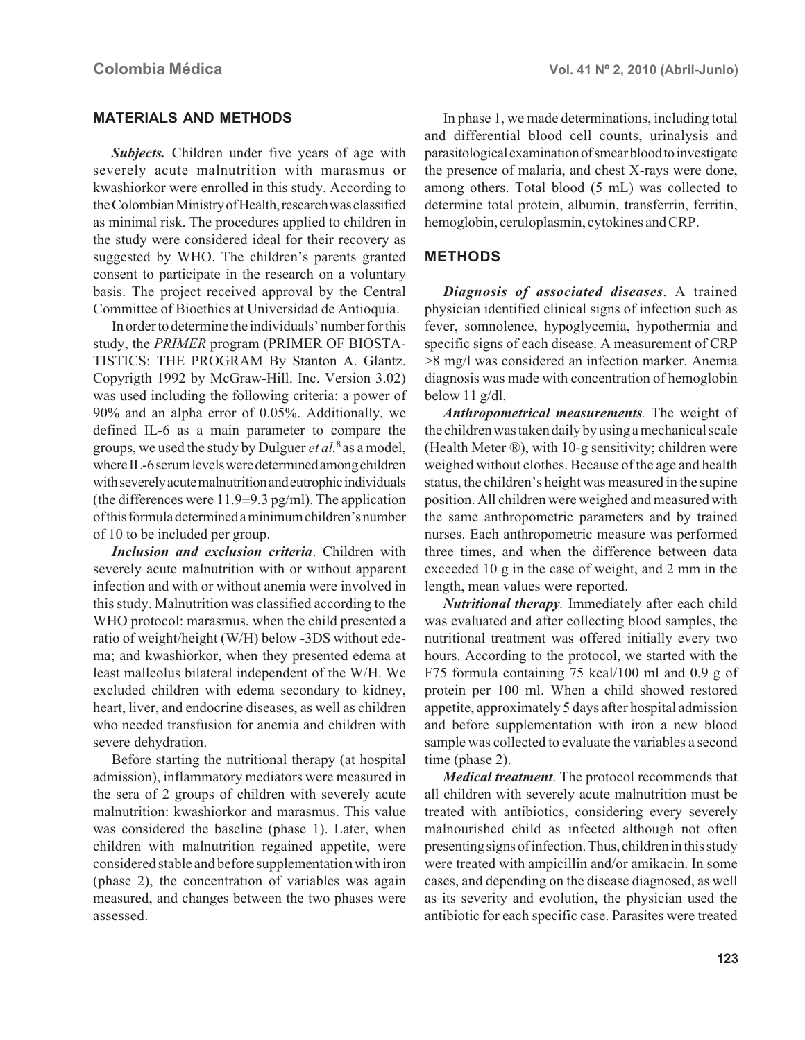## MATERIALS AND METHODS

***Subjects.*** Children under five years of age with severely acute malnutrition with marasmus or kwashiorkor were enrolled in this study. According to the Colombian Ministry of Health, research was classified as minimal risk. The procedures applied to children in the study were considered ideal for their recovery as suggested by WHO. The children's parents granted consent to participate in the research on a voluntary basis. The project received approval by the Central Committee of Bioethics at Universidad de Antioquia.

In order to determine the individuals' number for this study, the *PRIMER* program (PRIMER OF BIOSTATISTICS: THE PROGRAM By Stanton A. Glantz. Copyrigth 1992 by McGraw-Hill. Inc. Version 3.02) was used including the following criteria: a power of 90% and an alpha error of 0.05%. Additionally, we defined IL-6 as a main parameter to compare the groups, we used the study by Dulguer *et al.*[8] as a model, where IL-6 serum levels were determined among children with severely acute malnutrition and eutrophic individuals (the differences were 11.9±9.3 pg/ml). The application of this formula determined a minimum children's number of 10 to be included per group.

***Inclusion and exclusion criteria***. Children with severely acute malnutrition with or without apparent infection and with or without anemia were involved in this study. Malnutrition was classified according to the WHO protocol: marasmus, when the child presented a ratio of weight/height (W/H) below -3DS without edema; and kwashiorkor, when they presented edema at least malleolus bilateral independent of the W/H. We excluded children with edema secondary to kidney, heart, liver, and endocrine diseases, as well as children who needed transfusion for anemia and children with severe dehydration.

Before starting the nutritional therapy (at hospital admission), inflammatory mediators were measured in the sera of 2 groups of children with severely acute malnutrition: kwashiorkor and marasmus. This value was considered the baseline (phase 1). Later, when children with malnutrition regained appetite, were considered stable and before supplementation with iron (phase 2), the concentration of variables was again measured, and changes between the two phases were assessed.

In phase 1, we made determinations, including total and differential blood cell counts, urinalysis and parasitological examination of smear blood to investigate the presence of malaria, and chest X-rays were done, among others. Total blood (5 mL) was collected to determine total protein, albumin, transferrin, ferritin, hemoglobin, ceruloplasmin, cytokines and CRP.

## METHODS

***Diagnosis of associated diseases***. A trained physician identified clinical signs of infection such as fever, somnolence, hypoglycemia, hypothermia and specific signs of each disease. A measurement of CRP >8 mg/l was considered an infection marker. Anemia diagnosis was made with concentration of hemoglobin below 11 g/dl.

***Anthropometrical measurements.*** The weight of the children was taken daily by using a mechanical scale (Health Meter ®), with 10-g sensitivity; children were weighed without clothes. Because of the age and health status, the children's height was measured in the supine position. All children were weighed and measured with the same anthropometric parameters and by trained nurses. Each anthropometric measure was performed three times, and when the difference between data exceeded 10 g in the case of weight, and 2 mm in the length, mean values were reported.

***Nutritional therapy.*** Immediately after each child was evaluated and after collecting blood samples, the nutritional treatment was offered initially every two hours. According to the protocol, we started with the F75 formula containing 75 kcal/100 ml and 0.9 g of protein per 100 ml. When a child showed restored appetite, approximately 5 days after hospital admission and before supplementation with iron a new blood sample was collected to evaluate the variables a second time (phase 2).

***Medical treatment***. The protocol recommends that all children with severely acute malnutrition must be treated with antibiotics, considering every severely malnourished child as infected although not often presenting signs of infection. Thus, children in this study were treated with ampicillin and/or amikacin. In some cases, and depending on the disease diagnosed, as well as its severity and evolution, the physician used the antibiotic for each specific case. Parasites were treated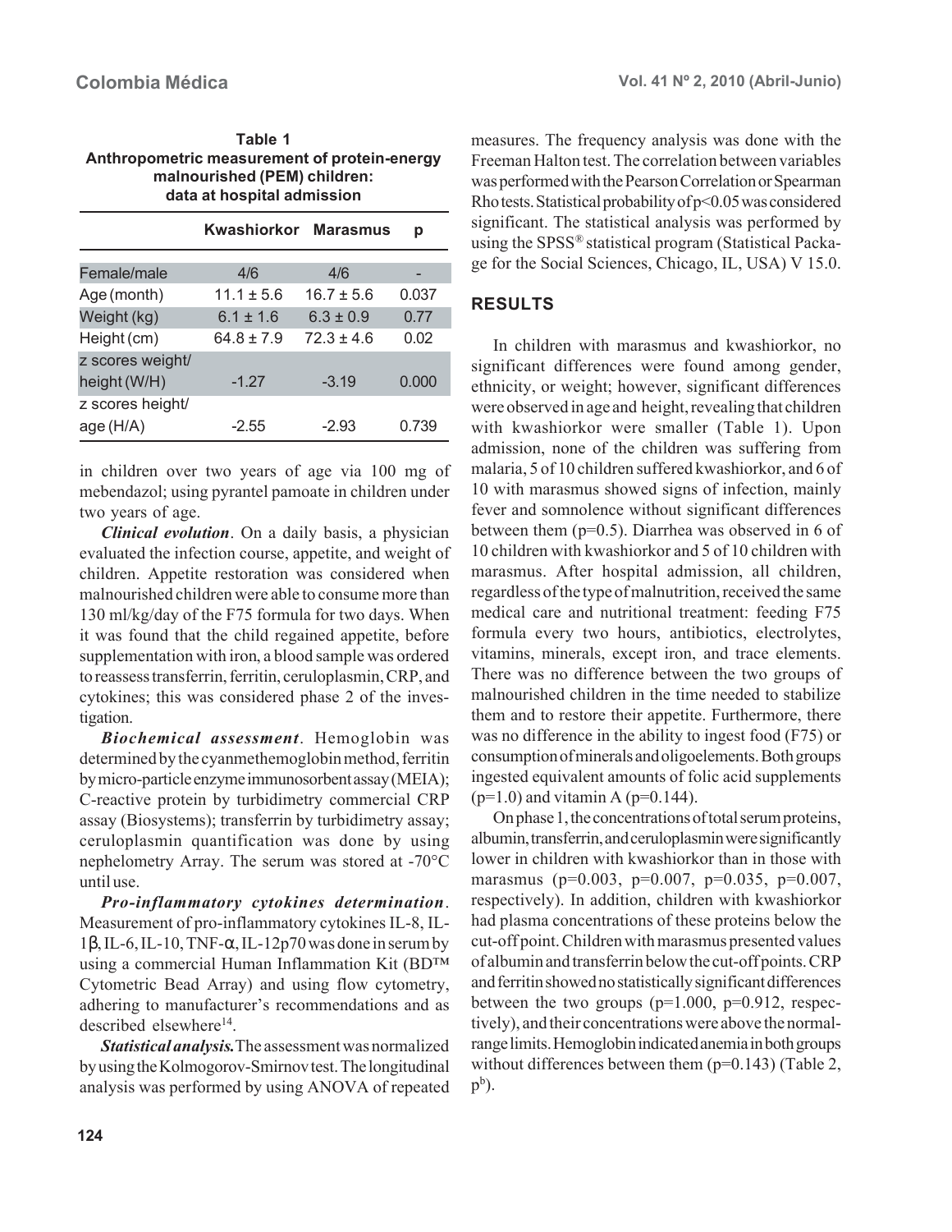**Table 1**
**Anthropometric measurement of protein-energy malnourished (PEM) children: data at hospital admission**

| | Kwashiorkor | Marasmus | p |
|---|---|---|---|
| Female/male | 4/6 | 4/6 | - |
| Age (month) | 11.1 ± 5.6 | 16.7 ± 5.6 | 0.037 |
| Weight (kg) | 6.1 ± 1.6 | 6.3 ± 0.9 | 0.77 |
| Height (cm) | 64.8 ± 7.9 | 72.3 ± 4.6 | 0.02 |
| z scores weight/ height (W/H) | -1.27 | -3.19 | 0.000 |
| z scores height/ age (H/A) | -2.55 | -2.93 | 0.739 |

in children over two years of age via 100 mg of mebendazol; using pyrantel pamoate in children under two years of age.

***Clinical evolution***. On a daily basis, a physician evaluated the infection course, appetite, and weight of children. Appetite restoration was considered when malnourished children were able to consume more than 130 ml/kg/day of the F75 formula for two days. When it was found that the child regained appetite, before supplementation with iron, a blood sample was ordered to reassess transferrin, ferritin, ceruloplasmin, CRP, and cytokines; this was considered phase 2 of the investigation.

***Biochemical assessment***. Hemoglobin was determined by the cyanmethemoglobin method, ferritin by micro-particle enzyme immunosorbent assay (MEIA); C-reactive protein by turbidimetry commercial CRP assay (Biosystems); transferrin by turbidimetry assay; ceruloplasmin quantification was done by using nephelometry Array. The serum was stored at -70°C until use.

***Pro-inflammatory cytokines determination***. Measurement of pro-inflammatory cytokines IL-8, IL-1β, IL-6, IL-10, TNF-α, IL-12p70 was done in serum by using a commercial Human Inflammation Kit (BD™ Cytometric Bead Array) and using flow cytometry, adhering to manufacturer's recommendations and as described elsewhere[14].

***Statistical analysis.*** The assessment was normalized by using the Kolmogorov-Smirnov test. The longitudinal analysis was performed by using ANOVA of repeated measures. The frequency analysis was done with the Freeman Halton test. The correlation between variables was performed with the Pearson Correlation or Spearman Rho tests. Statistical probability of $p<0.05$ was considered significant. The statistical analysis was performed by using the SPSS® statistical program (Statistical Package for the Social Sciences, Chicago, IL, USA) V 15.0.

## RESULTS

In children with marasmus and kwashiorkor, no significant differences were found among gender, ethnicity, or weight; however, significant differences were observed in age and height, revealing that children with kwashiorkor were smaller (Table 1). Upon admission, none of the children was suffering from malaria, 5 of 10 children suffered kwashiorkor, and 6 of 10 with marasmus showed signs of infection, mainly fever and somnolence without significant differences between them ($p=0.5$). Diarrhea was observed in 6 of 10 children with kwashiorkor and 5 of 10 children with marasmus. After hospital admission, all children, regardless of the type of malnutrition, received the same medical care and nutritional treatment: feeding F75 formula every two hours, antibiotics, electrolytes, vitamins, minerals, except iron, and trace elements. There was no difference between the two groups of malnourished children in the time needed to stabilize them and to restore their appetite. Furthermore, there was no difference in the ability to ingest food (F75) or consumption of minerals and oligoelements. Both groups ingested equivalent amounts of folic acid supplements ($p=1.0$) and vitamin A ($p=0.144$).

On phase 1, the concentrations of total serum proteins, albumin, transferrin, and ceruloplasmin were significantly lower in children with kwashiorkor than in those with marasmus ($p=0.003$, $p=0.007$, $p=0.035$, $p=0.007$, respectively). In addition, children with kwashiorkor had plasma concentrations of these proteins below the cut-off point. Children with marasmus presented values of albumin and transferrin below the cut-off points. CRP and ferritin showed no statistically significant differences between the two groups ($p=1.000$, $p=0.912$, respectively), and their concentrations were above the normal-range limits. Hemoglobin indicated anemia in both groups without differences between them ($p=0.143$) (Table 2, $p^b$).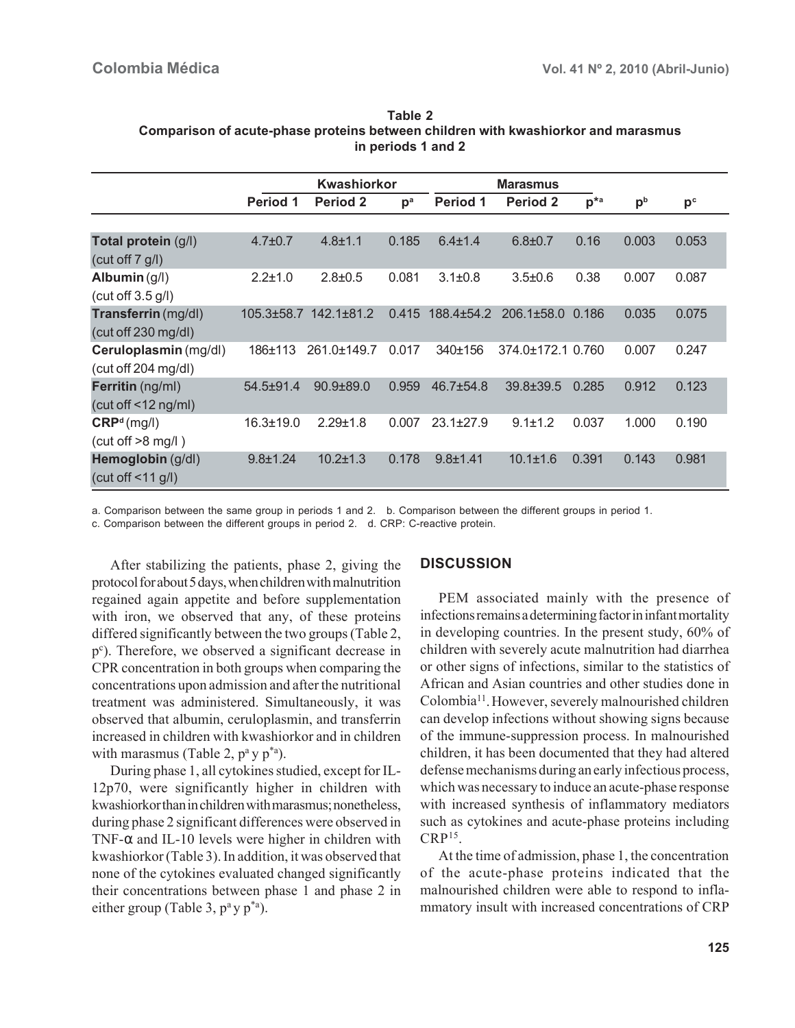**Table 2**
**Comparison of acute-phase proteins between children with kwashiorkor and marasmus in periods 1 and 2**

| | Kwashiorkor | | | Marasmus | | | | |
|---|---|---|---|---|---|---|---|---|
| | Period 1 | Period 2 | p[a] | Period 1 | Period 2 | p*[a] | p[b] | p[c] |
| **Total protein** (g/l) (cut off 7 g/l) | 4.7±0.7 | 4.8±1.1 | 0.185 | 6.4±1.4 | 6.8±0.7 | 0.16 | 0.003 | 0.053 |
| **Albumin** (g/l) (cut off 3.5 g/l) | 2.2±1.0 | 2.8±0.5 | 0.081 | 3.1±0.8 | 3.5±0.6 | 0.38 | 0.007 | 0.087 |
| **Transferrin** (mg/dl) (cut off 230 mg/dl) | 105.3±58.7 | 142.1±81.2 | 0.415 | 188.4±54.2 | 206.1±58.0 | 0.186 | 0.035 | 0.075 |
| **Ceruloplasmin** (mg/dl) (cut off 204 mg/dl) | 186±113 | 261.0±149.7 | 0.017 | 340±156 | 374.0±172.1 | 0.760 | 0.007 | 0.247 |
| **Ferritin** (ng/ml) (cut off <12 ng/ml) | 54.5±91.4 | 90.9±89.0 | 0.959 | 46.7±54.8 | 39.8±39.5 | 0.285 | 0.912 | 0.123 |
| **CRP**[d] (mg/l) (cut off >8 mg/l ) | 16.3±19.0 | 2.29±1.8 | 0.007 | 23.1±27.9 | 9.1±1.2 | 0.037 | 1.000 | 0.190 |
| **Hemoglobin** (g/dl) (cut off <11 g/l) | 9.8±1.24 | 10.2±1.3 | 0.178 | 9.8±1.41 | 10.1±1.6 | 0.391 | 0.143 | 0.981 |

a. Comparison between the same group in periods 1 and 2. b. Comparison between the different groups in period 1.
c. Comparison between the different groups in period 2. d. CRP: C-reactive protein.

After stabilizing the patients, phase 2, giving the protocol for about 5 days, when children with malnutrition regained again appetite and before supplementation with iron, we observed that any, of these proteins differed significantly between the two groups (Table 2, p[c]). Therefore, we observed a significant decrease in CPR concentration in both groups when comparing the concentrations upon admission and after the nutritional treatment was administered. Simultaneously, it was observed that albumin, ceruloplasmin, and transferrin increased in children with kwashiorkor and in children with marasmus (Table 2, p[a] y p*[a]).

During phase 1, all cytokines studied, except for IL-12p70, were significantly higher in children with kwashiorkor than in children with marasmus; nonetheless, during phase 2 significant differences were observed in TNF-α and IL-10 levels were higher in children with kwashiorkor (Table 3). In addition, it was observed that none of the cytokines evaluated changed significantly their concentrations between phase 1 and phase 2 in either group (Table 3, p[a] y p*[a]).

## DISCUSSION

PEM associated mainly with the presence of infections remains a determining factor in infant mortality in developing countries. In the present study, 60% of children with severely acute malnutrition had diarrhea or other signs of infections, similar to the statistics of African and Asian countries and other studies done in Colombia[11]. However, severely malnourished children can develop infections without showing signs because of the immune-suppression process. In malnourished children, it has been documented that they had altered defense mechanisms during an early infectious process, which was necessary to induce an acute-phase response with increased synthesis of inflammatory mediators such as cytokines and acute-phase proteins including CRP[15].

At the time of admission, phase 1, the concentration of the acute-phase proteins indicated that the malnourished children were able to respond to inflammatory insult with increased concentrations of CRP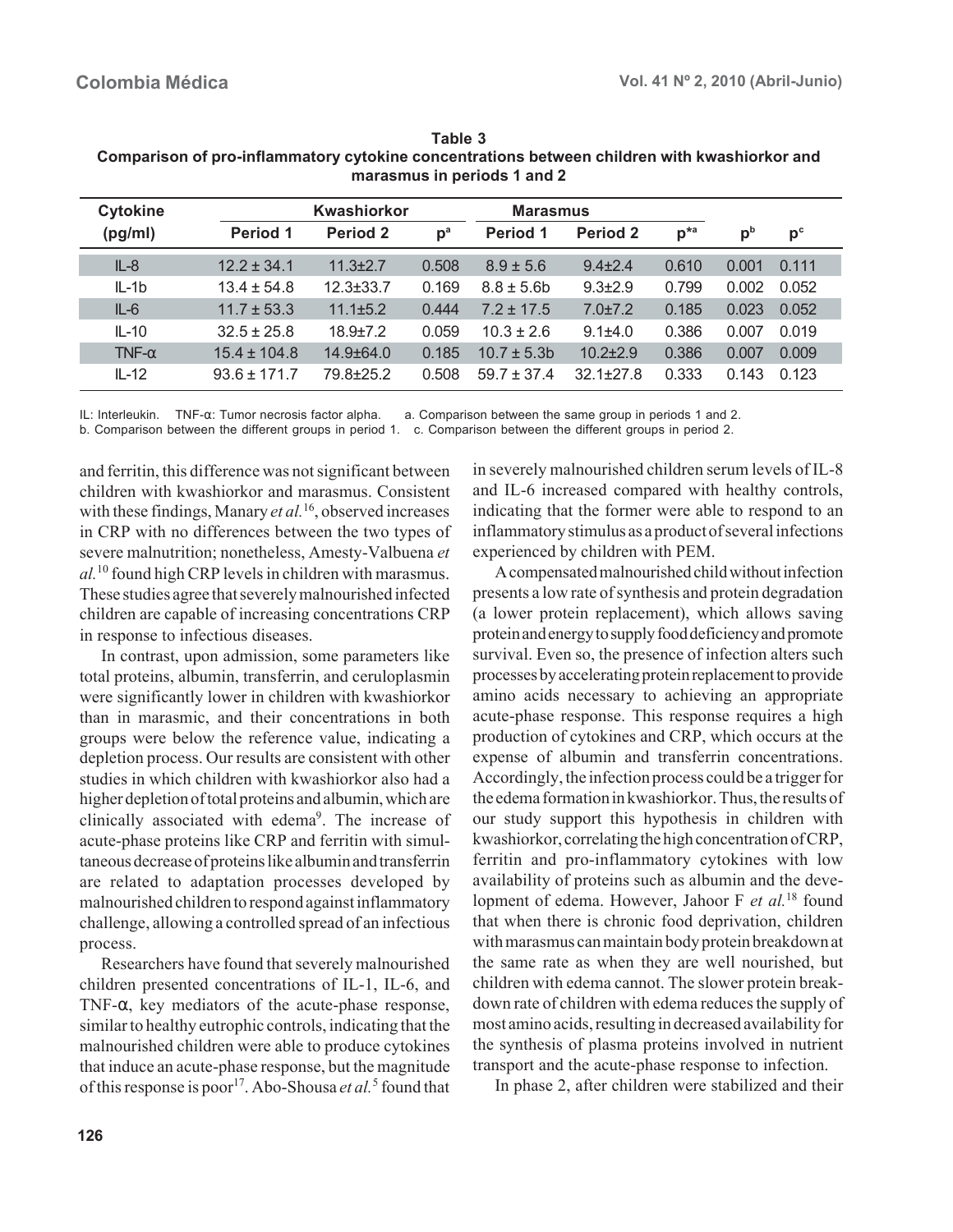**Table 3**
**Comparison of pro-inflammatory cytokine concentrations between children with kwashiorkor and marasmus in periods 1 and 2**

| Cytokine (pg/ml) | Kwashiorkor | | | Marasmus | | | | |
|---|---|---|---|---|---|---|---|---|
| | Period 1 | Period 2 | p[a] | Period 1 | Period 2 | p*[a] | p[b] | p[c] |
| IL-8 | 12.2 ± 34.1 | 11.3±2.7 | 0.508 | 8.9 ± 5.6 | 9.4±2.4 | 0.610 | 0.001 | 0.111 |
| IL-1b | 13.4 ± 54.8 | 12.3±33.7 | 0.169 | 8.8 ± 5.6b | 9.3±2.9 | 0.799 | 0.002 | 0.052 |
| IL-6 | 11.7 ± 53.3 | 11.1±5.2 | 0.444 | 7.2 ± 17.5 | 7.0±7.2 | 0.185 | 0.023 | 0.052 |
| IL-10 | 32.5 ± 25.8 | 18.9±7.2 | 0.059 | 10.3 ± 2.6 | 9.1±4.0 | 0.386 | 0.007 | 0.019 |
| TNF-α | 15.4 ± 104.8 | 14.9±64.0 | 0.185 | 10.7 ± 5.3b | 10.2±2.9 | 0.386 | 0.007 | 0.009 |
| IL-12 | 93.6 ± 171.7 | 79.8±25.2 | 0.508 | 59.7 ± 37.4 | 32.1±27.8 | 0.333 | 0.143 | 0.123 |

IL: Interleukin. TNF-α: Tumor necrosis factor alpha. a. Comparison between the same group in periods 1 and 2. b. Comparison between the different groups in period 1. c. Comparison between the different groups in period 2.

and ferritin, this difference was not significant between children with kwashiorkor and marasmus. Consistent with these findings, Manary *et al.*[16], observed increases in CRP with no differences between the two types of severe malnutrition; nonetheless, Amesty-Valbuena *et al.*[10] found high CRP levels in children with marasmus. These studies agree that severely malnourished infected children are capable of increasing concentrations CRP in response to infectious diseases.

In contrast, upon admission, some parameters like total proteins, albumin, transferrin, and ceruloplasmin were significantly lower in children with kwashiorkor than in marasmic, and their concentrations in both groups were below the reference value, indicating a depletion process. Our results are consistent with other studies in which children with kwashiorkor also had a higher depletion of total proteins and albumin, which are clinically associated with edema[9]. The increase of acute-phase proteins like CRP and ferritin with simultaneous decrease of proteins like albumin and transferrin are related to adaptation processes developed by malnourished children to respond against inflammatory challenge, allowing a controlled spread of an infectious process.

Researchers have found that severely malnourished children presented concentrations of IL-1, IL-6, and TNF-α, key mediators of the acute-phase response, similar to healthy eutrophic controls, indicating that the malnourished children were able to produce cytokines that induce an acute-phase response, but the magnitude of this response is poor[17]. Abo-Shousa *et al.*[5] found that in severely malnourished children serum levels of IL-8 and IL-6 increased compared with healthy controls, indicating that the former were able to respond to an inflammatory stimulus as a product of several infections experienced by children with PEM.

A compensated malnourished child without infection presents a low rate of synthesis and protein degradation (a lower protein replacement), which allows saving protein and energy to supply food deficiency and promote survival. Even so, the presence of infection alters such processes by accelerating protein replacement to provide amino acids necessary to achieving an appropriate acute-phase response. This response requires a high production of cytokines and CRP, which occurs at the expense of albumin and transferrin concentrations. Accordingly, the infection process could be a trigger for the edema formation in kwashiorkor. Thus, the results of our study support this hypothesis in children with kwashiorkor, correlating the high concentration of CRP, ferritin and pro-inflammatory cytokines with low availability of proteins such as albumin and the development of edema. However, Jahoor F *et al.*[18] found that when there is chronic food deprivation, children with marasmus can maintain body protein breakdown at the same rate as when they are well nourished, but children with edema cannot. The slower protein breakdown rate of children with edema reduces the supply of most amino acids, resulting in decreased availability for the synthesis of plasma proteins involved in nutrient transport and the acute-phase response to infection.

In phase 2, after children were stabilized and their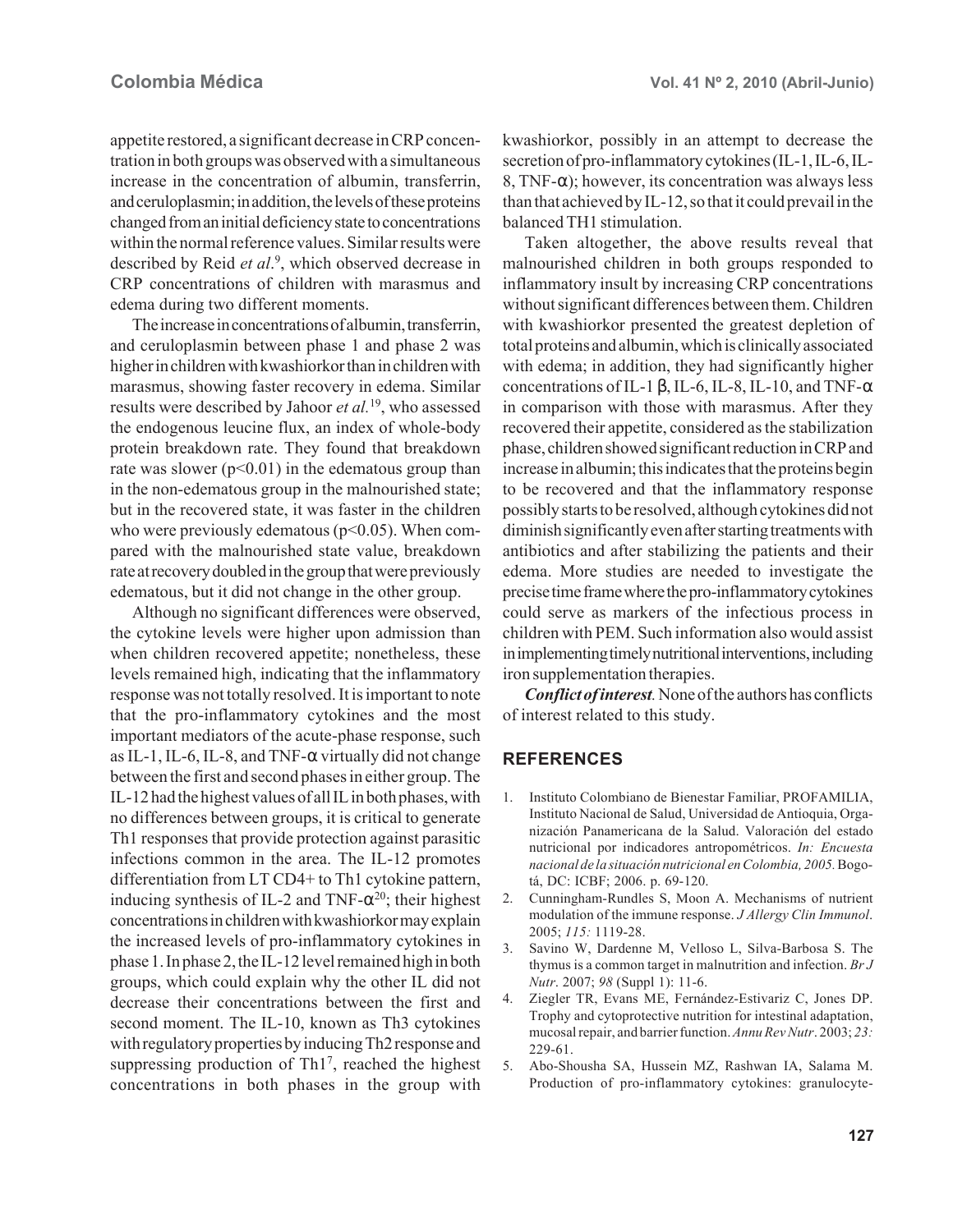appetite restored, a significant decrease in CRP concentration in both groups was observed with a simultaneous increase in the concentration of albumin, transferrin, and ceruloplasmin; in addition, the levels of these proteins changed from an initial deficiency state to concentrations within the normal reference values. Similar results were described by Reid *et al*.[9], which observed decrease in CRP concentrations of children with marasmus and edema during two different moments.

The increase in concentrations of albumin, transferrin, and ceruloplasmin between phase 1 and phase 2 was higher in children with kwashiorkor than in children with marasmus, showing faster recovery in edema. Similar results were described by Jahoor *et al.*[19], who assessed the endogenous leucine flux, an index of whole-body protein breakdown rate. They found that breakdown rate was slower ($p<0.01$) in the edematous group than in the non-edematous group in the malnourished state; but in the recovered state, it was faster in the children who were previously edematous ($p<0.05$). When compared with the malnourished state value, breakdown rate at recovery doubled in the group that were previously edematous, but it did not change in the other group.

Although no significant differences were observed, the cytokine levels were higher upon admission than when children recovered appetite; nonetheless, these levels remained high, indicating that the inflammatory response was not totally resolved. It is important to note that the pro-inflammatory cytokines and the most important mediators of the acute-phase response, such as IL-1, IL-6, IL-8, and TNF-α virtually did not change between the first and second phases in either group. The IL-12 had the highest values of all IL in both phases, with no differences between groups, it is critical to generate Th1 responses that provide protection against parasitic infections common in the area. The IL-12 promotes differentiation from LT CD4+ to Th1 cytokine pattern, inducing synthesis of IL-2 and TNF-α[20]; their highest concentrations in children with kwashiorkor may explain the increased levels of pro-inflammatory cytokines in phase 1. In phase 2, the IL-12 level remained high in both groups, which could explain why the other IL did not decrease their concentrations between the first and second moment. The IL-10, known as Th3 cytokines with regulatory properties by inducing Th2 response and suppressing production of Th1[7], reached the highest concentrations in both phases in the group with kwashiorkor, possibly in an attempt to decrease the secretion of pro-inflammatory cytokines (IL-1, IL-6, IL-8, TNF-α); however, its concentration was always less than that achieved by IL-12, so that it could prevail in the balanced TH1 stimulation.

Taken altogether, the above results reveal that malnourished children in both groups responded to inflammatory insult by increasing CRP concentrations without significant differences between them. Children with kwashiorkor presented the greatest depletion of total proteins and albumin, which is clinically associated with edema; in addition, they had significantly higher concentrations of IL-1 β, IL-6, IL-8, IL-10, and TNF-α in comparison with those with marasmus. After they recovered their appetite, considered as the stabilization phase, children showed significant reduction in CRP and increase in albumin; this indicates that the proteins begin to be recovered and that the inflammatory response possibly starts to be resolved, although cytokines did not diminish significantly even after starting treatments with antibiotics and after stabilizing the patients and their edema. More studies are needed to investigate the precise time frame where the pro-inflammatory cytokines could serve as markers of the infectious process in children with PEM. Such information also would assist in implementing timely nutritional interventions, including iron supplementation therapies.

***Conflict of interest****.* None of the authors has conflicts of interest related to this study.

## REFERENCES

1. Instituto Colombiano de Bienestar Familiar, PROFAMILIA, Instituto Nacional de Salud, Universidad de Antioquia, Organización Panamericana de la Salud. Valoración del estado nutricional por indicadores antropométricos. *In: Encuesta nacional de la situación nutricional en Colombia, 2005.* Bogotá, DC: ICBF; 2006. p. 69-120.
2. Cunningham-Rundles S, Moon A. Mechanisms of nutrient modulation of the immune response. *J Allergy Clin Immunol*. 2005; *115:* 1119-28.
3. Savino W, Dardenne M, Velloso L, Silva-Barbosa S. The thymus is a common target in malnutrition and infection. *Br J Nutr*. 2007; *98* (Suppl 1): 11-6.
4. Ziegler TR, Evans ME, Fernández-Estivariz C, Jones DP. Trophy and cytoprotective nutrition for intestinal adaptation, mucosal repair, and barrier function. *Annu Rev Nutr*. 2003; *23:* 229-61.
5. Abo-Shousha SA, Hussein MZ, Rashwan IA, Salama M. Production of pro-inflammatory cytokines: granulocyte-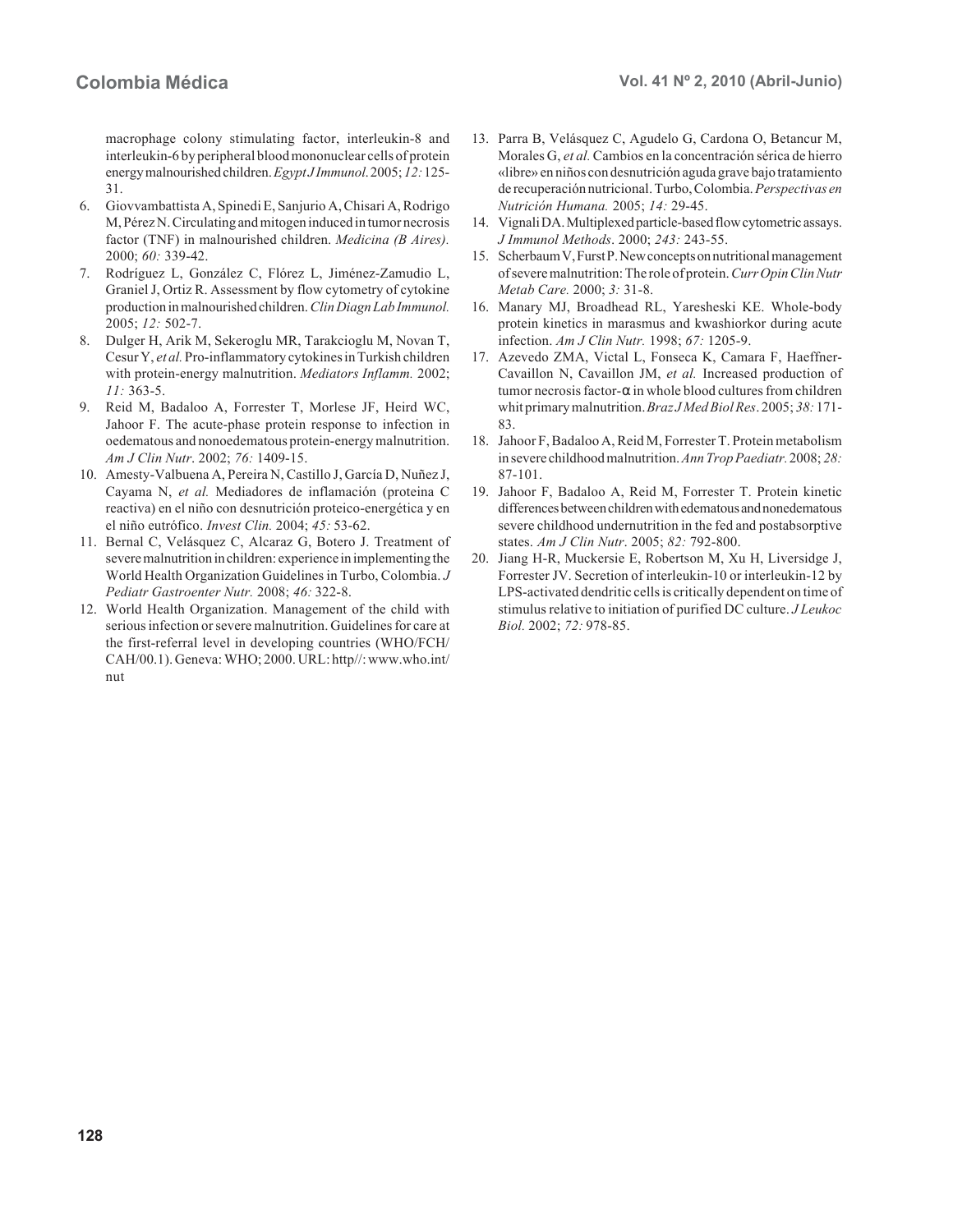macrophage colony stimulating factor, interleukin-8 and interleukin-6 by peripheral blood mononuclear cells of protein energy malnourished children. *Egypt J Immunol.* 2005; *12:* 125-31.

6. Giovvambattista A, Spinedi E, Sanjurio A, Chisari A, Rodrigo M, Pérez N. Circulating and mitogen induced in tumor necrosis factor (TNF) in malnourished children. *Medicina (B Aires).* 2000; *60:* 339-42.
7. Rodríguez L, González C, Flórez L, Jiménez-Zamudio L, Graniel J, Ortiz R. Assessment by flow cytometry of cytokine production in malnourished children. *Clin Diagn Lab Immunol.* 2005; *12:* 502-7.
8. Dulger H, Arik M, Sekeroglu MR, Tarakcioglu M, Novan T, Cesur Y, *et al.* Pro-inflammatory cytokines in Turkish children with protein-energy malnutrition. *Mediators Inflamm.* 2002; *11:* 363-5.
9. Reid M, Badaloo A, Forrester T, Morlese JF, Heird WC, Jahoor F. The acute-phase protein response to infection in oedematous and nonoedematous protein-energy malnutrition. *Am J Clin Nutr*. 2002; *76:* 1409-15.
10. Amesty-Valbuena A, Pereira N, Castillo J, García D, Nuñez J, Cayama N, *et al.* Mediadores de inflamación (proteina C reactiva) en el niño con desnutrición proteico-energética y en el niño eutrófico. *Invest Clin.* 2004; *45:* 53-62.
11. Bernal C, Velásquez C, Alcaraz G, Botero J. Treatment of severe malnutrition in children: experience in implementing the World Health Organization Guidelines in Turbo, Colombia. *J Pediatr Gastroenter Nutr.* 2008; *46:* 322-8.
12. World Health Organization. Management of the child with serious infection or severe malnutrition. Guidelines for care at the first-referral level in developing countries (WHO/FCH/CAH/00.1). Geneva: WHO; 2000. URL: http//: www.who.int/nut
13. Parra B, Velásquez C, Agudelo G, Cardona O, Betancur M, Morales G, *et al.* Cambios en la concentración sérica de hierro «libre» en niños con desnutrición aguda grave bajo tratamiento de recuperación nutricional. Turbo, Colombia. *Perspectivas en Nutrición Humana.* 2005; *14:* 29-45.
14. Vignali DA. Multiplexed particle-based flow cytometric assays. *J Immunol Methods*. 2000; *243:* 243-55.
15. Scherbaum V, Furst P. New concepts on nutritional management of severe malnutrition: The role of protein. *Curr Opin Clin Nutr Metab Care.* 2000; *3:* 31-8.
16. Manary MJ, Broadhead RL, Yaresheski KE. Whole-body protein kinetics in marasmus and kwashiorkor during acute infection. *Am J Clin Nutr.* 1998; *67:* 1205-9.
17. Azevedo ZMA, Victal L, Fonseca K, Camara F, Haeffner-Cavaillon N, Cavaillon JM, *et al.* Increased production of tumor necrosis factor-α in whole blood cultures from children whit primary malnutrition. *Braz J Med Biol Res*. 2005; *38:* 171-83.
18. Jahoor F, Badaloo A, Reid M, Forrester T. Protein metabolism in severe childhood malnutrition. *Ann Trop Paediatr.* 2008; *28:* 87-101.
19. Jahoor F, Badaloo A, Reid M, Forrester T. Protein kinetic differences between children with edematous and nonedematous severe childhood undernutrition in the fed and postabsorptive states. *Am J Clin Nutr*. 2005; *82:* 792-800.
20. Jiang H-R, Muckersie E, Robertson M, Xu H, Liversidge J, Forrester JV. Secretion of interleukin-10 or interleukin-12 by LPS-activated dendritic cells is critically dependent on time of stimulus relative to initiation of purified DC culture. *J Leukoc Biol.* 2002; *72:* 978-85.